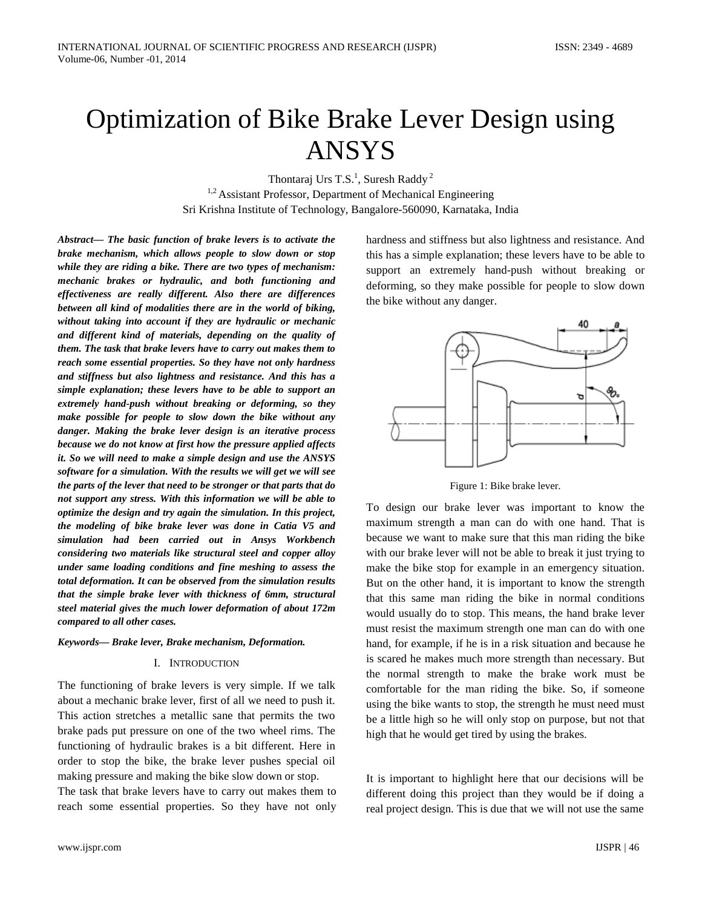# Optimization of Bike Brake Lever Design using ANSYS

Thontaraj Urs T.S.[1], Suresh Raddy[2]

[1,2] Assistant Professor, Department of Mechanical Engineering
Sri Krishna Institute of Technology, Bangalore-560090, Karnataka, India

***Abstract*— *The basic function of brake levers is to activate the brake mechanism, which allows people to slow down or stop while they are riding a bike. There are two types of mechanism: mechanic brakes or hydraulic, and both functioning and effectiveness are really different. Also there are differences between all kind of modalities there are in the world of biking, without taking into account if they are hydraulic or mechanic and different kind of materials, depending on the quality of them. The task that brake levers have to carry out makes them to reach some essential properties. So they have not only hardness and stiffness but also lightness and resistance. And this has a simple explanation; these levers have to be able to support an extremely hand-push without breaking or deforming, so they make possible for people to slow down the bike without any danger. Making the brake lever design is an iterative process because we do not know at first how the pressure applied affects it. So we will need to make a simple design and use the ANSYS software for a simulation. With the results we will get we will see the parts of the lever that need to be stronger or that parts that do not support any stress. With this information we will be able to optimize the design and try again the simulation. In this project, the modeling of bike brake lever was done in Catia V5 and simulation had been carried out in Ansys Workbench considering two materials like structural steel and copper alloy under same loading conditions and fine meshing to assess the total deformation. It can be observed from the simulation results that the simple brake lever with thickness of 6mm, structural steel material gives the much lower deformation of about 172m compared to all other cases.***

***Keywords*— *Brake lever, Brake mechanism, Deformation.***

## I. Introduction

The functioning of brake levers is very simple. If we talk about a mechanic brake lever, first of all we need to push it. This action stretches a metallic sane that permits the two brake pads put pressure on one of the two wheel rims. The functioning of hydraulic brakes is a bit different. Here in order to stop the bike, the brake lever pushes special oil making pressure and making the bike slow down or stop.

The task that brake levers have to carry out makes them to reach some essential properties. So they have not only hardness and stiffness but also lightness and resistance. And this has a simple explanation; these levers have to be able to support an extremely hand-push without breaking or deforming, so they make possible for people to slow down the bike without any danger.

Figure 1: Bike brake lever.

To design our brake lever was important to know the maximum strength a man can do with one hand. That is because we want to make sure that this man riding the bike with our brake lever will not be able to break it just trying to make the bike stop for example in an emergency situation. But on the other hand, it is important to know the strength that this same man riding the bike in normal conditions would usually do to stop. This means, the hand brake lever must resist the maximum strength one man can do with one hand, for example, if he is in a risk situation and because he is scared he makes much more strength than necessary. But the normal strength to make the brake work must be comfortable for the man riding the bike. So, if someone using the bike wants to stop, the strength he must need must be a little high so he will only stop on purpose, but not that high that he would get tired by using the brakes.

It is important to highlight here that our decisions will be different doing this project than they would be if doing a real project design. This is due that we will not use the same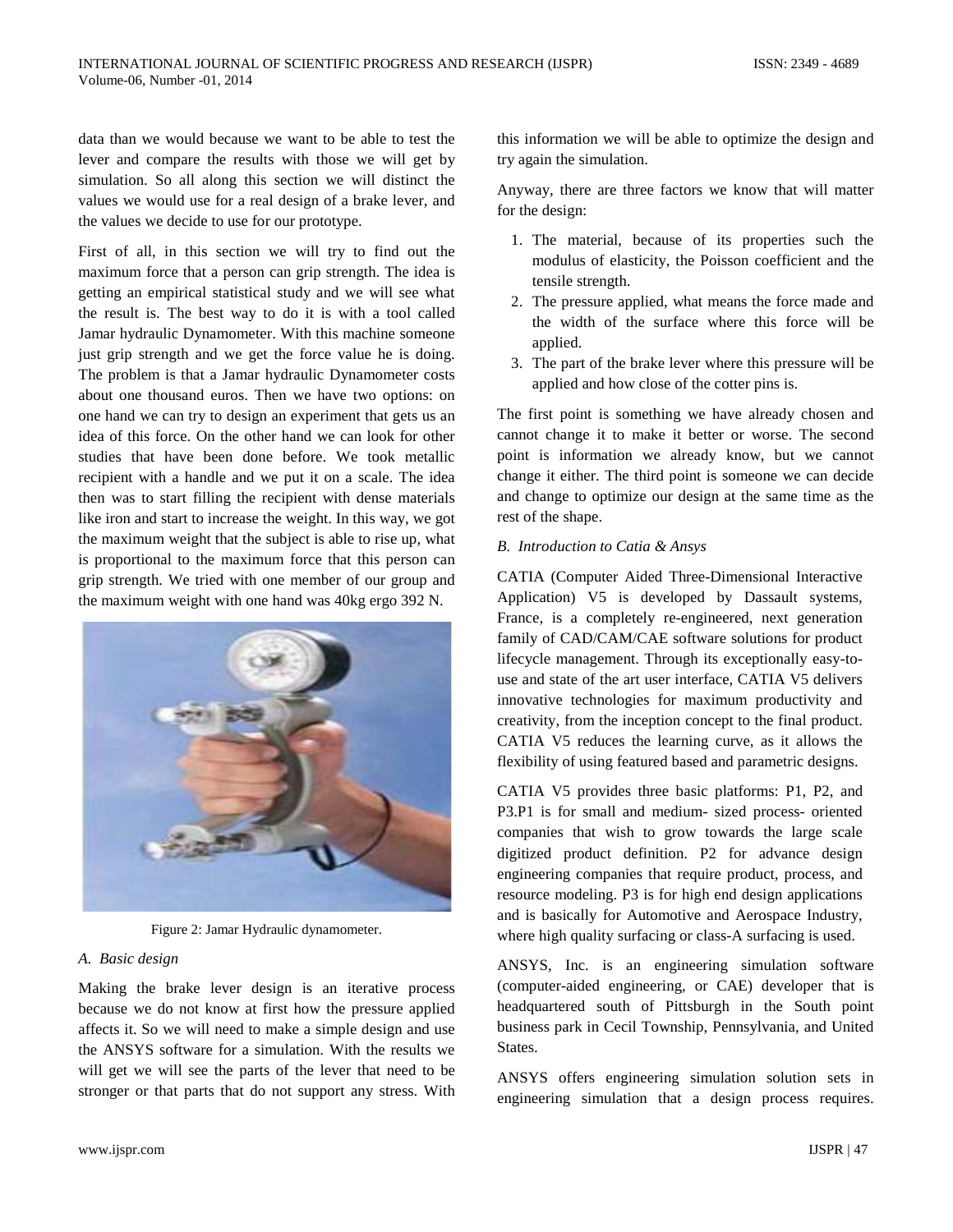data than we would because we want to be able to test the lever and compare the results with those we will get by simulation. So all along this section we will distinct the values we would use for a real design of a brake lever, and the values we decide to use for our prototype.

First of all, in this section we will try to find out the maximum force that a person can grip strength. The idea is getting an empirical statistical study and we will see what the result is. The best way to do it is with a tool called Jamar hydraulic Dynamometer. With this machine someone just grip strength and we get the force value he is doing. The problem is that a Jamar hydraulic Dynamometer costs about one thousand euros. Then we have two options: on one hand we can try to design an experiment that gets us an idea of this force. On the other hand we can look for other studies that have been done before. We took metallic recipient with a handle and we put it on a scale. The idea then was to start filling the recipient with dense materials like iron and start to increase the weight. In this way, we got the maximum weight that the subject is able to rise up, what is proportional to the maximum force that this person can grip strength. We tried with one member of our group and the maximum weight with one hand was 40kg ergo 392 N.

Figure 2: Jamar Hydraulic dynamometer.

*A. Basic design*

Making the brake lever design is an iterative process because we do not know at first how the pressure applied affects it. So we will need to make a simple design and use the ANSYS software for a simulation. With the results we will get we will see the parts of the lever that need to be stronger or that parts that do not support any stress. With this information we will be able to optimize the design and try again the simulation.

Anyway, there are three factors we know that will matter for the design:

1. The material, because of its properties such the modulus of elasticity, the Poisson coefficient and the tensile strength.
2. The pressure applied, what means the force made and the width of the surface where this force will be applied.
3. The part of the brake lever where this pressure will be applied and how close of the cotter pins is.

The first point is something we have already chosen and cannot change it to make it better or worse. The second point is information we already know, but we cannot change it either. The third point is someone we can decide and change to optimize our design at the same time as the rest of the shape.

*B. Introduction to Catia & Ansys*

CATIA (Computer Aided Three-Dimensional Interactive Application) V5 is developed by Dassault systems, France, is a completely re-engineered, next generation family of CAD/CAM/CAE software solutions for product lifecycle management. Through its exceptionally easy-to-use and state of the art user interface, CATIA V5 delivers innovative technologies for maximum productivity and creativity, from the inception concept to the final product. CATIA V5 reduces the learning curve, as it allows the flexibility of using featured based and parametric designs.

CATIA V5 provides three basic platforms: P1, P2, and P3.P1 is for small and medium- sized process- oriented companies that wish to grow towards the large scale digitized product definition. P2 for advance design engineering companies that require product, process, and resource modeling. P3 is for high end design applications and is basically for Automotive and Aerospace Industry, where high quality surfacing or class-A surfacing is used.

ANSYS, Inc. is an engineering simulation software (computer-aided engineering, or CAE) developer that is headquartered south of Pittsburgh in the South point business park in Cecil Township, Pennsylvania, and United States.

ANSYS offers engineering simulation solution sets in engineering simulation that a design process requires.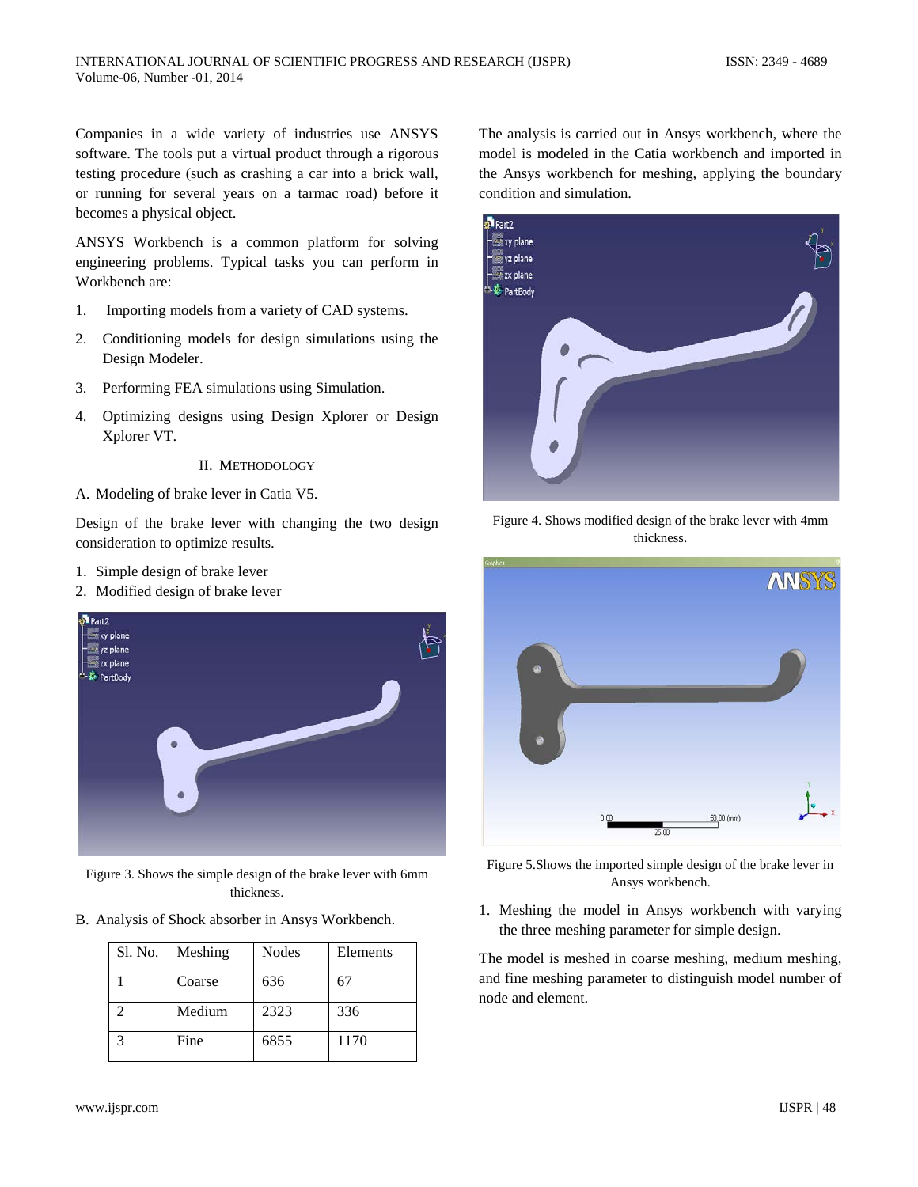Companies in a wide variety of industries use ANSYS software. The tools put a virtual product through a rigorous testing procedure (such as crashing a car into a brick wall, or running for several years on a tarmac road) before it becomes a physical object.

ANSYS Workbench is a common platform for solving engineering problems. Typical tasks you can perform in Workbench are:

1. Importing models from a variety of CAD systems.
2. Conditioning models for design simulations using the Design Modeler.
3. Performing FEA simulations using Simulation.
4. Optimizing designs using Design Xplorer or Design Xplorer VT.

## II. Methodology

A. Modeling of brake lever in Catia V5.

Design of the brake lever with changing the two design consideration to optimize results.

1. Simple design of brake lever
2. Modified design of brake lever

Figure 3. Shows the simple design of the brake lever with 6mm thickness.

B. Analysis of Shock absorber in Ansys Workbench.

| Sl. No. | Meshing | Nodes | Elements |
|---|---|---|---|
| 1 | Coarse | 636 | 67 |
| 2 | Medium | 2323 | 336 |
| 3 | Fine | 6855 | 1170 |

The analysis is carried out in Ansys workbench, where the model is modeled in the Catia workbench and imported in the Ansys workbench for meshing, applying the boundary condition and simulation.

Figure 4. Shows modified design of the brake lever with 4mm thickness.

Figure 5.Shows the imported simple design of the brake lever in Ansys workbench.

1. Meshing the model in Ansys workbench with varying the three meshing parameter for simple design.

The model is meshed in coarse meshing, medium meshing, and fine meshing parameter to distinguish model number of node and element.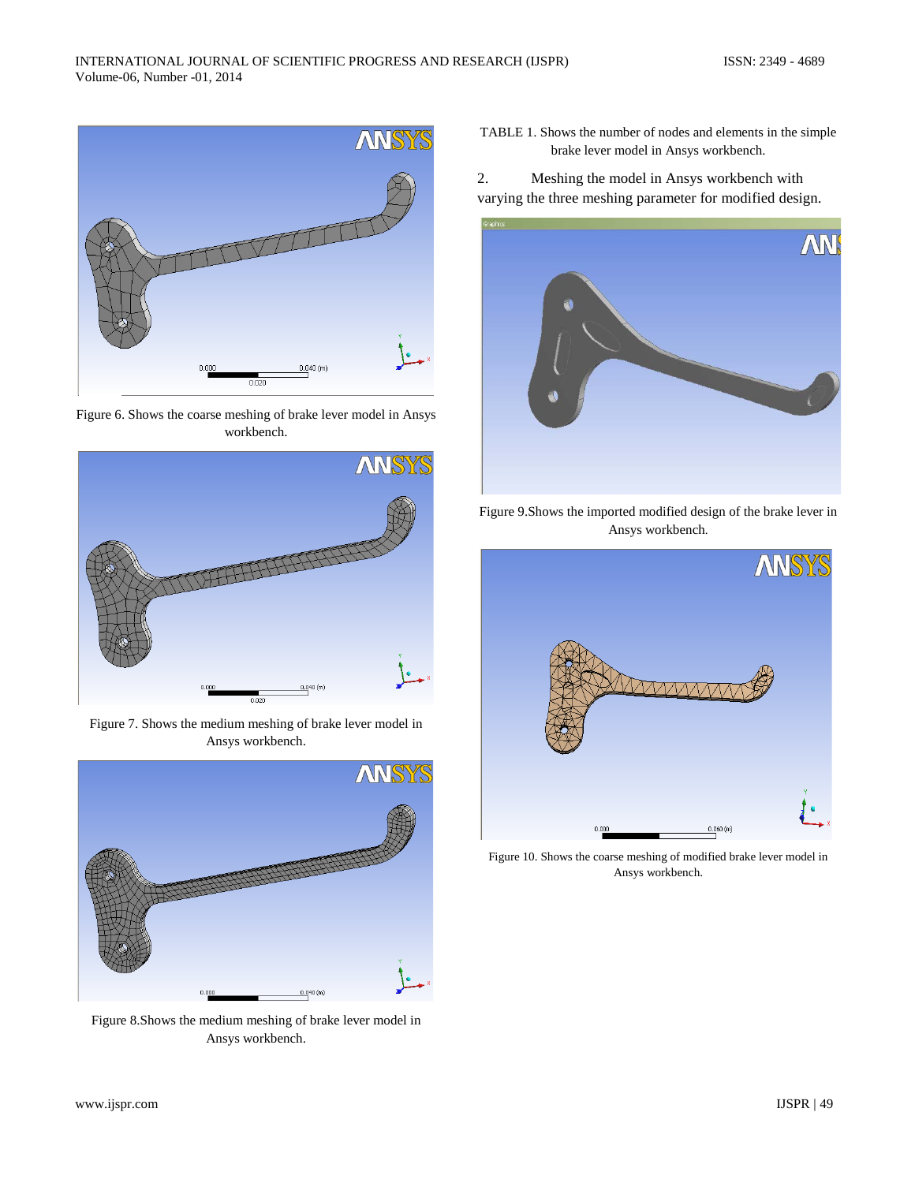Figure 6. Shows the coarse meshing of brake lever model in Ansys workbench.

Figure 7. Shows the medium meshing of brake lever model in Ansys workbench.

Figure 8.Shows the medium meshing of brake lever model in Ansys workbench.

TABLE 1. Shows the number of nodes and elements in the simple brake lever model in Ansys workbench.

2. Meshing the model in Ansys workbench with varying the three meshing parameter for modified design.

Figure 9.Shows the imported modified design of the brake lever in Ansys workbench.

Figure 10. Shows the coarse meshing of modified brake lever model in Ansys workbench.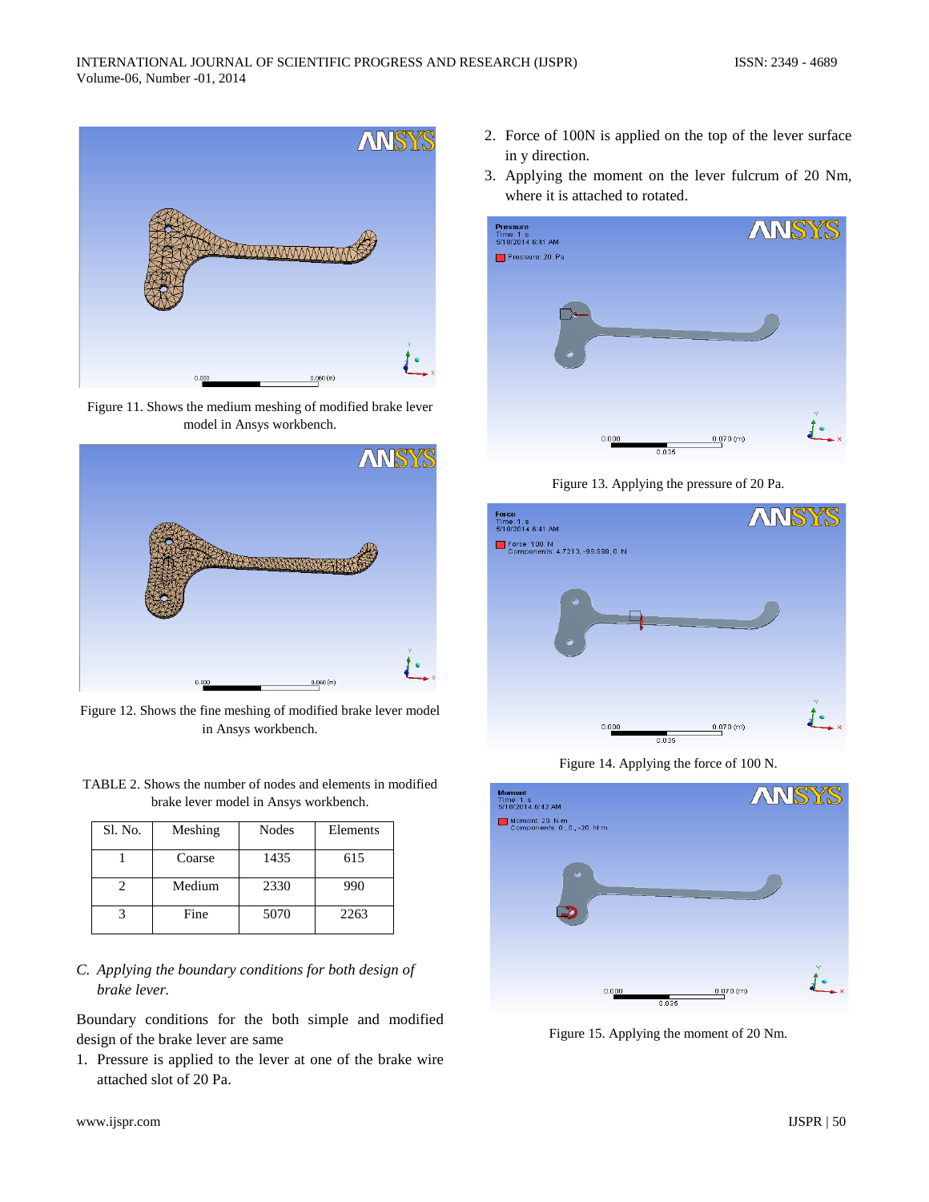Figure 11. Shows the medium meshing of modified brake lever model in Ansys workbench.

Figure 12. Shows the fine meshing of modified brake lever model in Ansys workbench.

TABLE 2. Shows the number of nodes and elements in modified brake lever model in Ansys workbench.

| Sl. No. | Meshing | Nodes | Elements |
|---|---|---|---|
| 1 | Coarse | 1435 | 615 |
| 2 | Medium | 2330 | 990 |
| 3 | Fine | 5070 | 2263 |

### *C. Applying the boundary conditions for both design of brake lever.*

Boundary conditions for the both simple and modified design of the brake lever are same

1. Pressure is applied to the lever at one of the brake wire attached slot of 20 Pa.
2. Force of 100N is applied on the top of the lever surface in y direction.
3. Applying the moment on the lever fulcrum of 20 Nm, where it is attached to rotated.

Figure 13. Applying the pressure of 20 Pa.

Figure 14. Applying the force of 100 N.

Figure 15. Applying the moment of 20 Nm.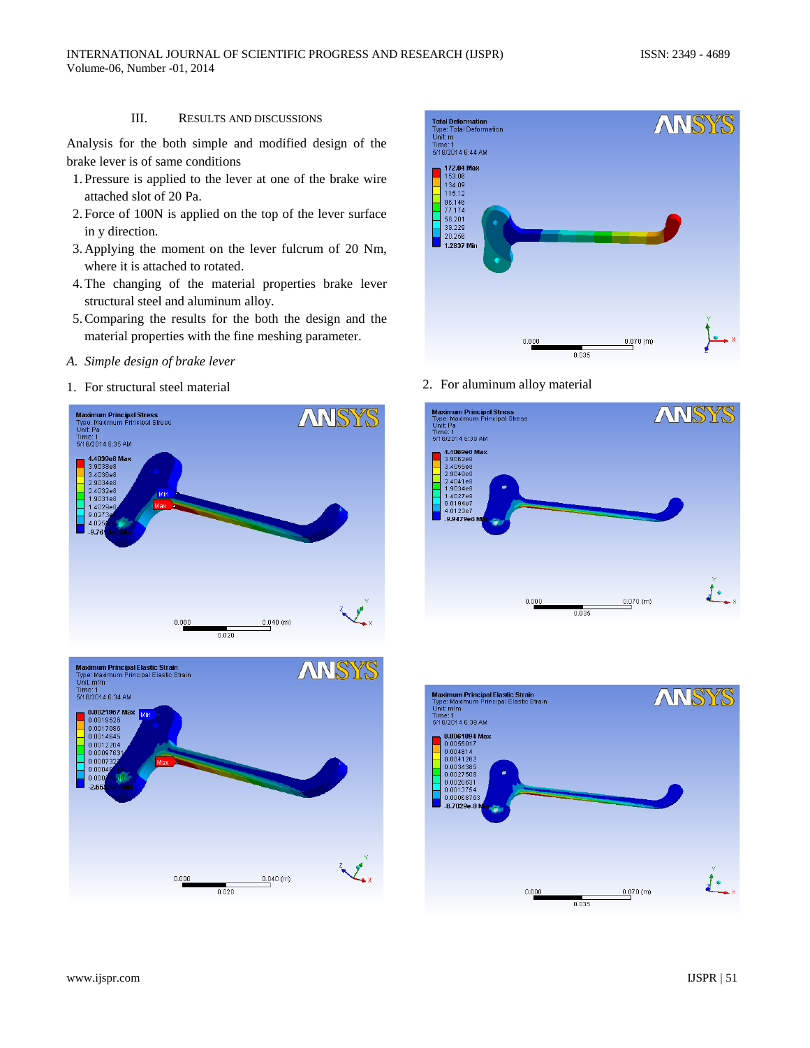### III. RESULTS AND DISCUSSIONS

Analysis for the both simple and modified design of the brake lever is of same conditions

1. Pressure is applied to the lever at one of the brake wire attached slot of 20 Pa.
2. Force of 100N is applied on the top of the lever surface in y direction.
3. Applying the moment on the lever fulcrum of 20 Nm, where it is attached to rotated.
4. The changing of the material properties brake lever structural steel and aluminum alloy.
5. Comparing the results for the both the design and the material properties with the fine meshing parameter.

*A. Simple design of brake lever*

1. For structural steel material

2. For aluminum alloy material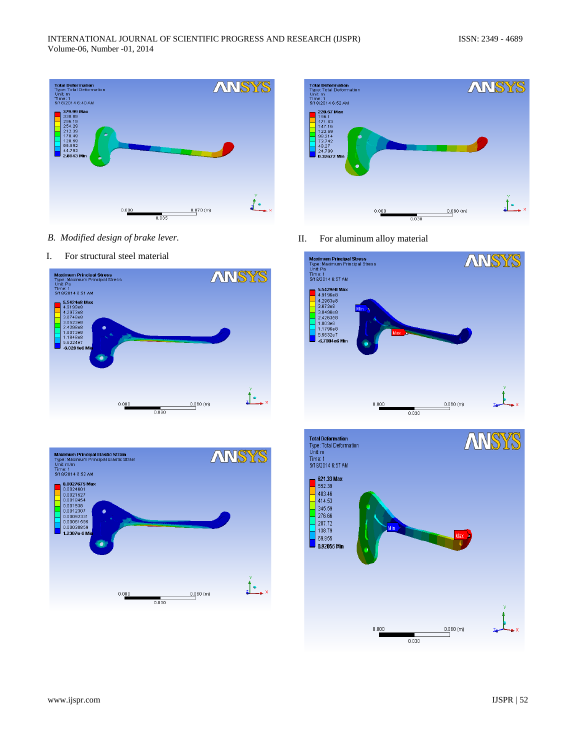*B. Modified design of brake lever.*

I. For structural steel material

II. For aluminum alloy material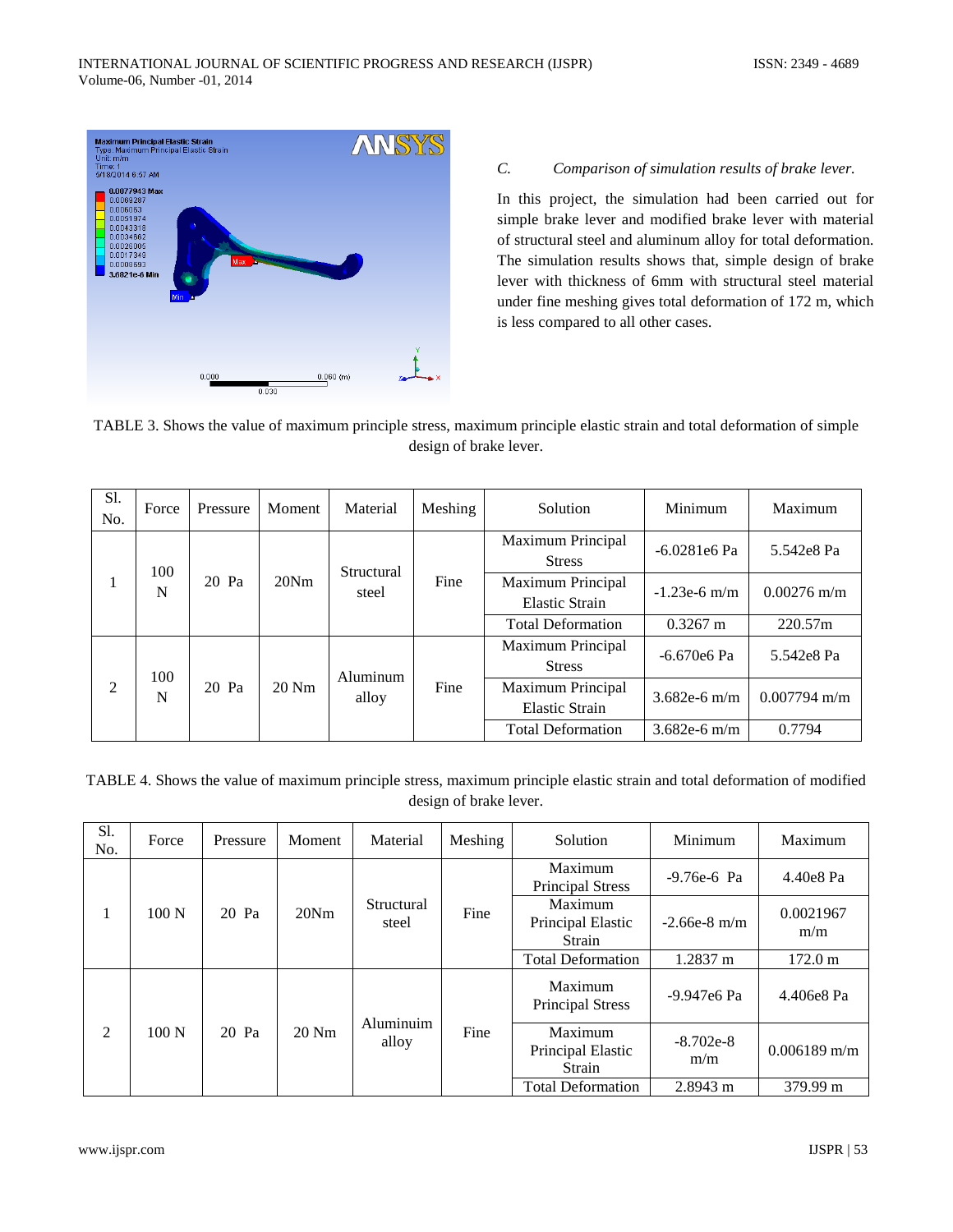### *C. Comparison of simulation results of brake lever.*

In this project, the simulation had been carried out for simple brake lever and modified brake lever with material of structural steel and aluminum alloy for total deformation. The simulation results shows that, simple design of brake lever with thickness of 6mm with structural steel material under fine meshing gives total deformation of 172 m, which is less compared to all other cases.

TABLE 3. Shows the value of maximum principle stress, maximum principle elastic strain and total deformation of simple design of brake lever.

| Sl. No. | Force | Pressure | Moment | Material | Meshing | Solution | Minimum | Maximum |
|---|---|---|---|---|---|---|---|---|
| 1 | 100 N | 20 Pa | 20Nm | Structural steel | Fine | Maximum Principal Stress | -6.0281e6 Pa | 5.542e8 Pa |
| | | | | | | Maximum Principal Elastic Strain | -1.23e-6 m/m | 0.00276 m/m |
| | | | | | | Total Deformation | 0.3267 m | 220.57m |
| 2 | 100 N | 20 Pa | 20 Nm | Aluminum alloy | Fine | Maximum Principal Stress | -6.670e6 Pa | 5.542e8 Pa |
| | | | | | | Maximum Principal Elastic Strain | 3.682e-6 m/m | 0.007794 m/m |
| | | | | | | Total Deformation | 3.682e-6 m/m | 0.7794 |

TABLE 4. Shows the value of maximum principle stress, maximum principle elastic strain and total deformation of modified design of brake lever.

| Sl. No. | Force | Pressure | Moment | Material | Meshing | Solution | Minimum | Maximum |
|---|---|---|---|---|---|---|---|---|
| 1 | 100 N | 20 Pa | 20Nm | Structural steel | Fine | Maximum Principal Stress | -9.76e-6 Pa | 4.40e8 Pa |
| | | | | | | Maximum Principal Elastic Strain | -2.66e-8 m/m | 0.0021967 m/m |
| | | | | | | Total Deformation | 1.2837 m | 172.0 m |
| 2 | 100 N | 20 Pa | 20 Nm | Aluminuim alloy | Fine | Maximum Principal Stress | -9.947e6 Pa | 4.406e8 Pa |
| | | | | | | Maximum Principal Elastic Strain | -8.702e-8 m/m | 0.006189 m/m |
| | | | | | | Total Deformation | 2.8943 m | 379.99 m |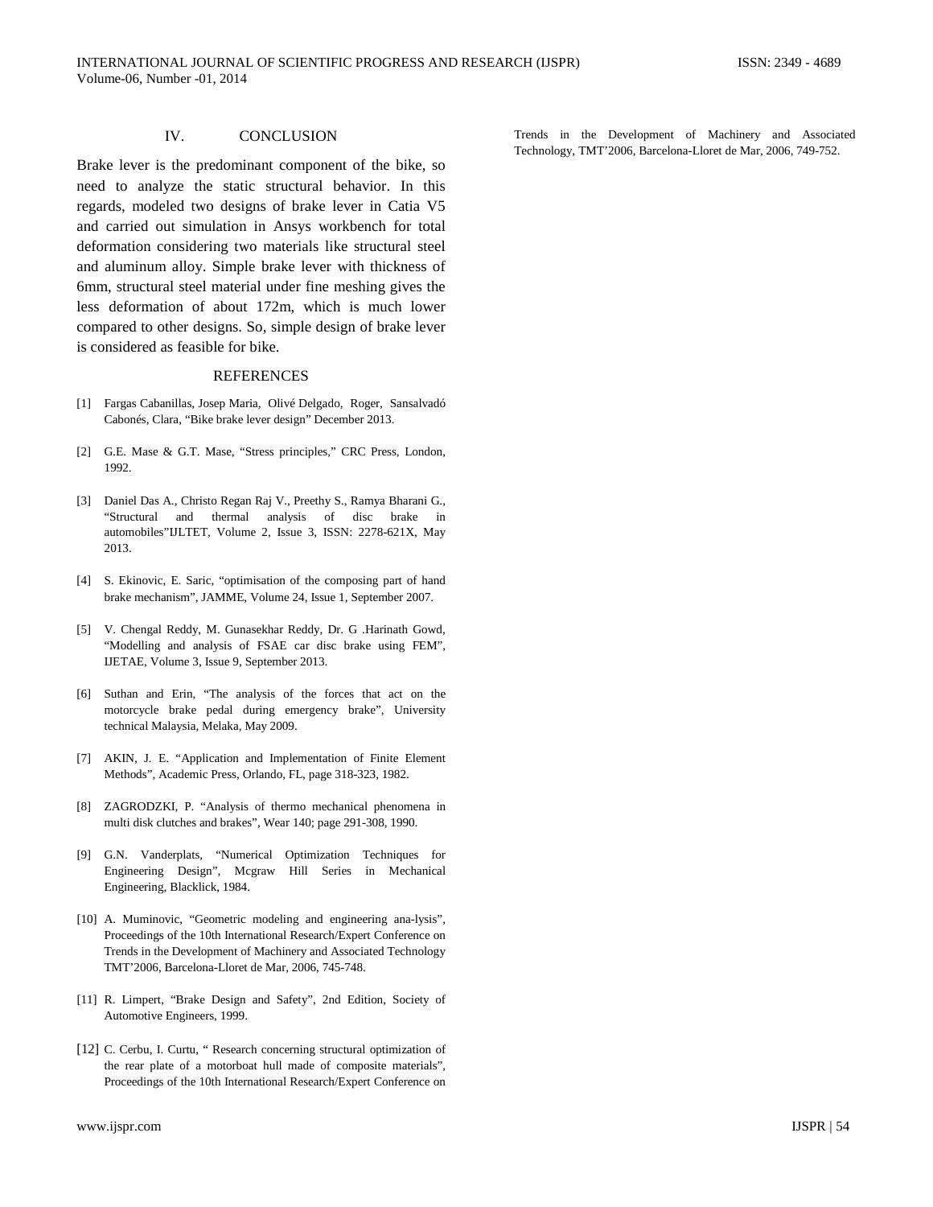## IV. CONCLUSION

Brake lever is the predominant component of the bike, so need to analyze the static structural behavior. In this regards, modeled two designs of brake lever in Catia V5 and carried out simulation in Ansys workbench for total deformation considering two materials like structural steel and aluminum alloy. Simple brake lever with thickness of 6mm, structural steel material under fine meshing gives the less deformation of about 172m, which is much lower compared to other designs. So, simple design of brake lever is considered as feasible for bike.

## REFERENCES

[1] Fargas Cabanillas, Josep Maria, Olivé Delgado, Roger, Sansalvadó Cabonés, Clara, "Bike brake lever design" December 2013.

[2] G.E. Mase & G.T. Mase, "Stress principles," CRC Press, London, 1992.

[3] Daniel Das A., Christo Regan Raj V., Preethy S., Ramya Bharani G., "Structural and thermal analysis of disc brake in automobiles"IJLTET, Volume 2, Issue 3, ISSN: 2278-621X, May 2013.

[4] S. Ekinovic, E. Saric, "optimisation of the composing part of hand brake mechanism", JAMME, Volume 24, Issue 1, September 2007.

[5] V. Chengal Reddy, M. Gunasekhar Reddy, Dr. G .Harinath Gowd, "Modelling and analysis of FSAE car disc brake using FEM", IJETAE, Volume 3, Issue 9, September 2013.

[6] Suthan and Erin, "The analysis of the forces that act on the motorcycle brake pedal during emergency brake", University technical Malaysia, Melaka, May 2009.

[7] AKIN, J. E. "Application and Implementation of Finite Element Methods", Academic Press, Orlando, FL, page 318-323, 1982.

[8] ZAGRODZKI, P. "Analysis of thermo mechanical phenomena in multi disk clutches and brakes", Wear 140; page 291-308, 1990.

[9] G.N. Vanderplats, "Numerical Optimization Techniques for Engineering Design", Mcgraw Hill Series in Mechanical Engineering, Blacklick, 1984.

[10] A. Muminovic, "Geometric modeling and engineering ana-lysis", Proceedings of the 10th International Research/Expert Conference on Trends in the Development of Machinery and Associated Technology TMT'2006, Barcelona-Lloret de Mar, 2006, 745-748.

[11] R. Limpert, "Brake Design and Safety", 2nd Edition, Society of Automotive Engineers, 1999.

[12] C. Cerbu, I. Curtu, " Research concerning structural optimization of the rear plate of a motorboat hull made of composite materials", Proceedings of the 10th International Research/Expert Conference on Trends in the Development of Machinery and Associated Technology, TMT'2006, Barcelona-Lloret de Mar, 2006, 749-752.